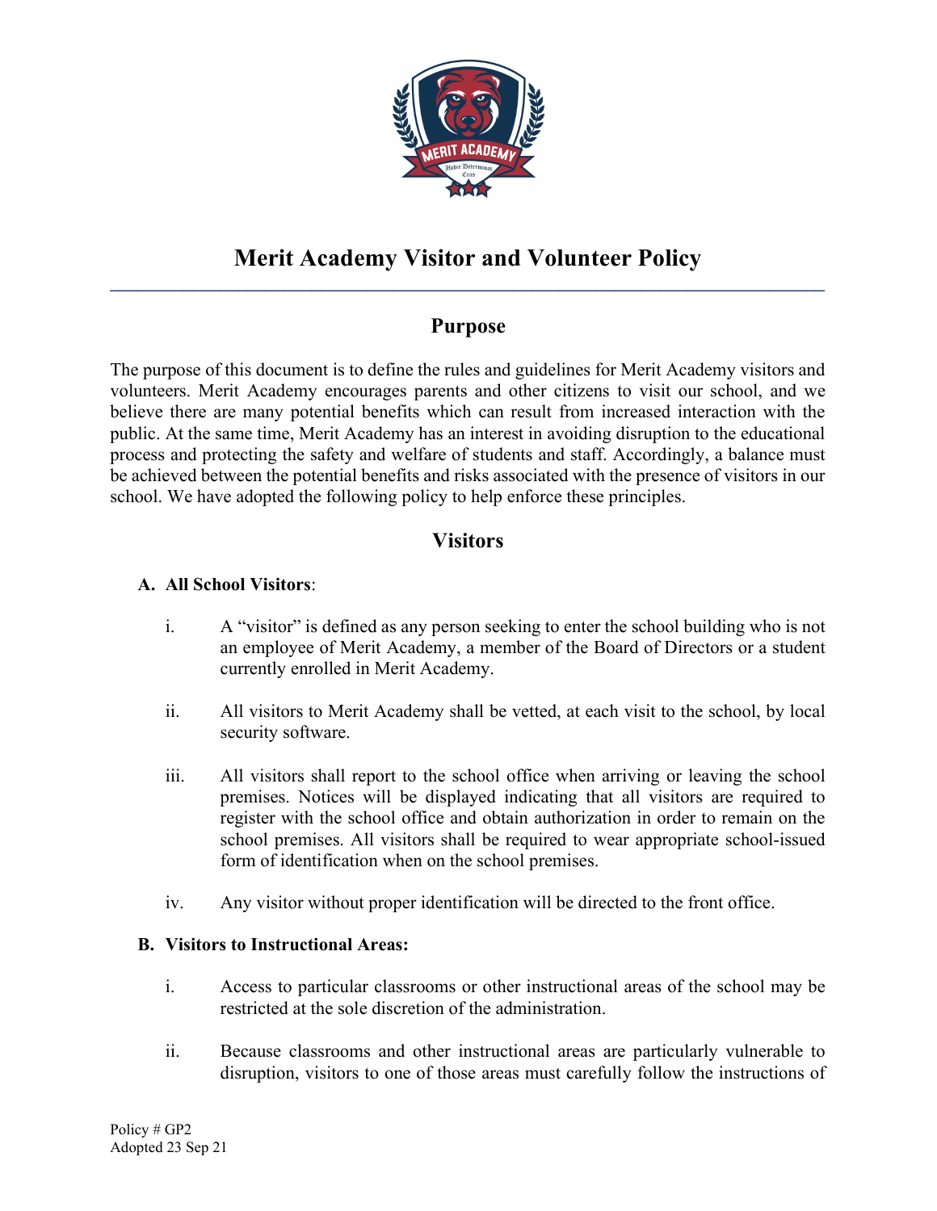# Merit Academy Visitor and Volunteer Policy

## Purpose

The purpose of this document is to define the rules and guidelines for Merit Academy visitors and volunteers. Merit Academy encourages parents and other citizens to visit our school, and we believe there are many potential benefits which can result from increased interaction with the public. At the same time, Merit Academy has an interest in avoiding disruption to the educational process and protecting the safety and welfare of students and staff. Accordingly, a balance must be achieved between the potential benefits and risks associated with the presence of visitors in our school. We have adopted the following policy to help enforce these principles.

## Visitors

**A. All School Visitors**:

i. A "visitor" is defined as any person seeking to enter the school building who is not an employee of Merit Academy, a member of the Board of Directors or a student currently enrolled in Merit Academy.

ii. All visitors to Merit Academy shall be vetted, at each visit to the school, by local security software.

iii. All visitors shall report to the school office when arriving or leaving the school premises. Notices will be displayed indicating that all visitors are required to register with the school office and obtain authorization in order to remain on the school premises. All visitors shall be required to wear appropriate school-issued form of identification when on the school premises.

iv. Any visitor without proper identification will be directed to the front office.

**B. Visitors to Instructional Areas:**

i. Access to particular classrooms or other instructional areas of the school may be restricted at the sole discretion of the administration.

ii. Because classrooms and other instructional areas are particularly vulnerable to disruption, visitors to one of those areas must carefully follow the instructions of

Policy # GP2
Adopted 23 Sep 21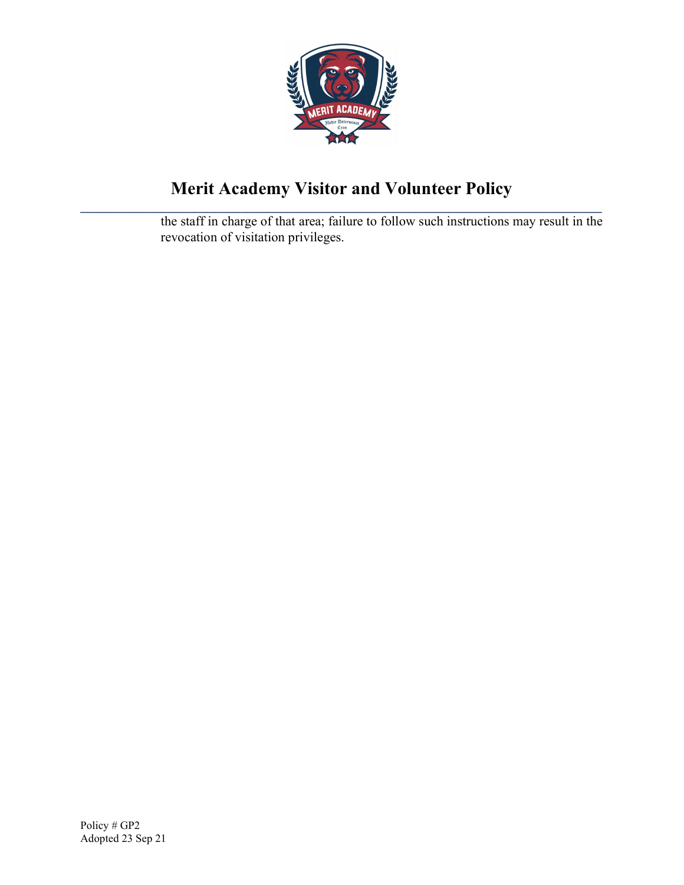the staff in charge of that area; failure to follow such instructions may result in the revocation of visitation privileges.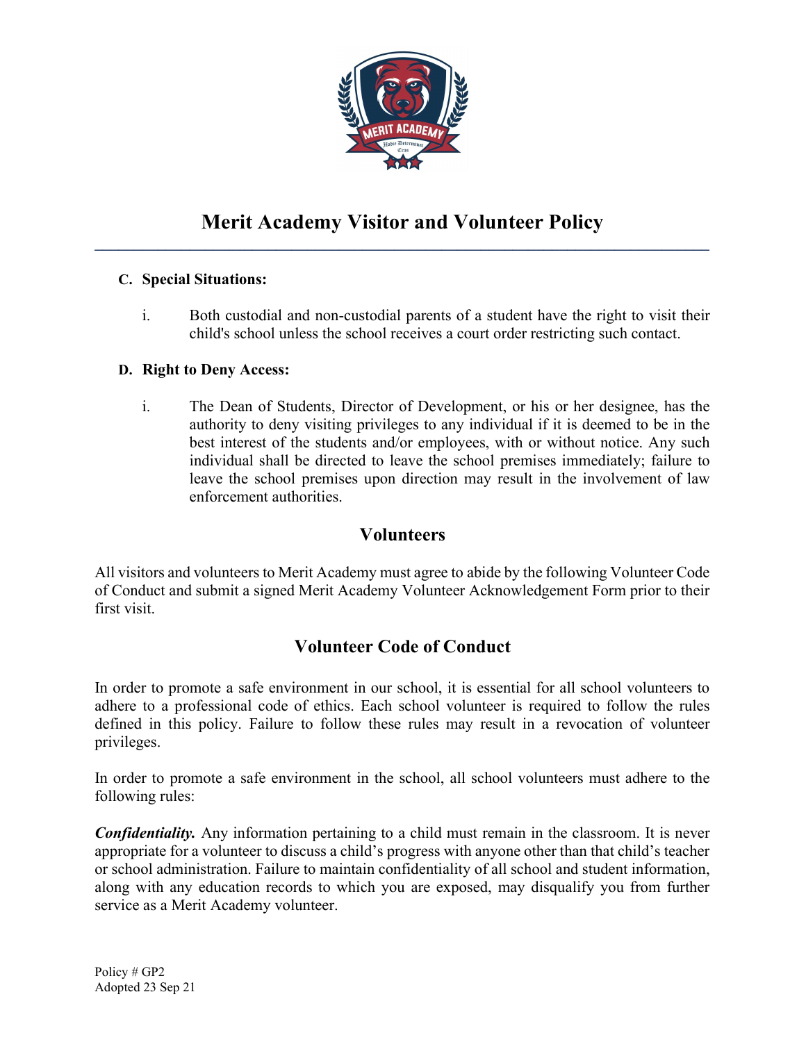# Merit Academy Visitor and Volunteer Policy

**C. Special Situations:**

i. Both custodial and non-custodial parents of a student have the right to visit their child's school unless the school receives a court order restricting such contact.

**D. Right to Deny Access:**

i. The Dean of Students, Director of Development, or his or her designee, has the authority to deny visiting privileges to any individual if it is deemed to be in the best interest of the students and/or employees, with or without notice. Any such individual shall be directed to leave the school premises immediately; failure to leave the school premises upon direction may result in the involvement of law enforcement authorities.

## Volunteers

All visitors and volunteers to Merit Academy must agree to abide by the following Volunteer Code of Conduct and submit a signed Merit Academy Volunteer Acknowledgement Form prior to their first visit.

## Volunteer Code of Conduct

In order to promote a safe environment in our school, it is essential for all school volunteers to adhere to a professional code of ethics. Each school volunteer is required to follow the rules defined in this policy. Failure to follow these rules may result in a revocation of volunteer privileges.

In order to promote a safe environment in the school, all school volunteers must adhere to the following rules:

***Confidentiality.*** Any information pertaining to a child must remain in the classroom. It is never appropriate for a volunteer to discuss a child's progress with anyone other than that child's teacher or school administration. Failure to maintain confidentiality of all school and student information, along with any education records to which you are exposed, may disqualify you from further service as a Merit Academy volunteer.

Policy # GP2
Adopted 23 Sep 21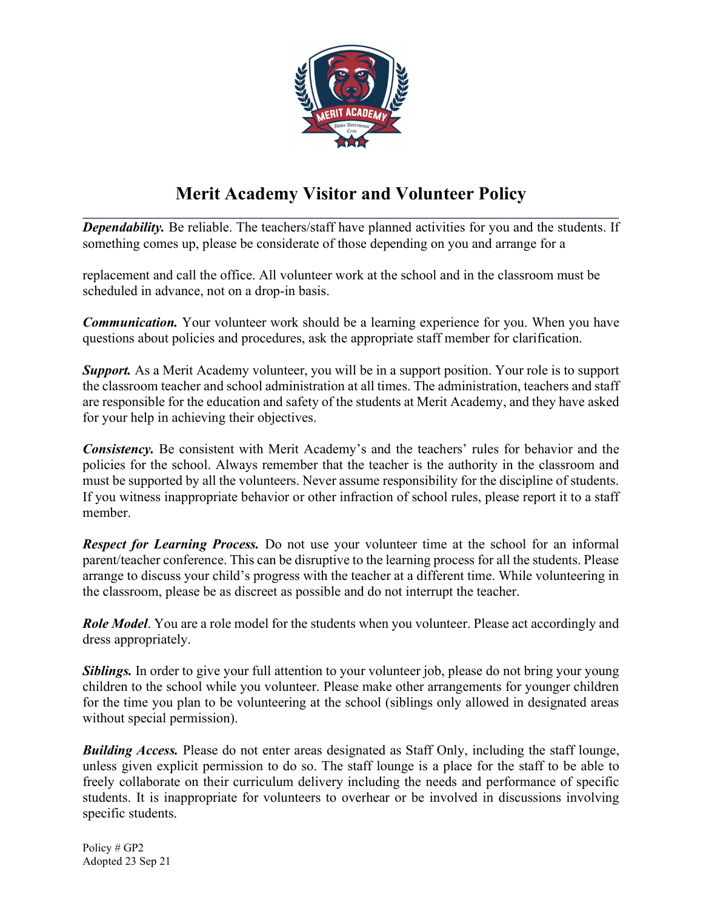# Merit Academy Visitor and Volunteer Policy

***Dependability.*** Be reliable. The teachers/staff have planned activities for you and the students. If something comes up, please be considerate of those depending on you and arrange for a replacement and call the office. All volunteer work at the school and in the classroom must be scheduled in advance, not on a drop-in basis.

***Communication.*** Your volunteer work should be a learning experience for you. When you have questions about policies and procedures, ask the appropriate staff member for clarification.

***Support.*** As a Merit Academy volunteer, you will be in a support position. Your role is to support the classroom teacher and school administration at all times. The administration, teachers and staff are responsible for the education and safety of the students at Merit Academy, and they have asked for your help in achieving their objectives.

***Consistency.*** Be consistent with Merit Academy's and the teachers' rules for behavior and the policies for the school. Always remember that the teacher is the authority in the classroom and must be supported by all the volunteers. Never assume responsibility for the discipline of students. If you witness inappropriate behavior or other infraction of school rules, please report it to a staff member.

***Respect for Learning Process.*** Do not use your volunteer time at the school for an informal parent/teacher conference. This can be disruptive to the learning process for all the students. Please arrange to discuss your child's progress with the teacher at a different time. While volunteering in the classroom, please be as discreet as possible and do not interrupt the teacher.

***Role Model***. You are a role model for the students when you volunteer. Please act accordingly and dress appropriately.

***Siblings.*** In order to give your full attention to your volunteer job, please do not bring your young children to the school while you volunteer. Please make other arrangements for younger children for the time you plan to be volunteering at the school (siblings only allowed in designated areas without special permission).

***Building Access.*** Please do not enter areas designated as Staff Only, including the staff lounge, unless given explicit permission to do so. The staff lounge is a place for the staff to be able to freely collaborate on their curriculum delivery including the needs and performance of specific students. It is inappropriate for volunteers to overhear or be involved in discussions involving specific students.

Policy # GP2
Adopted 23 Sep 21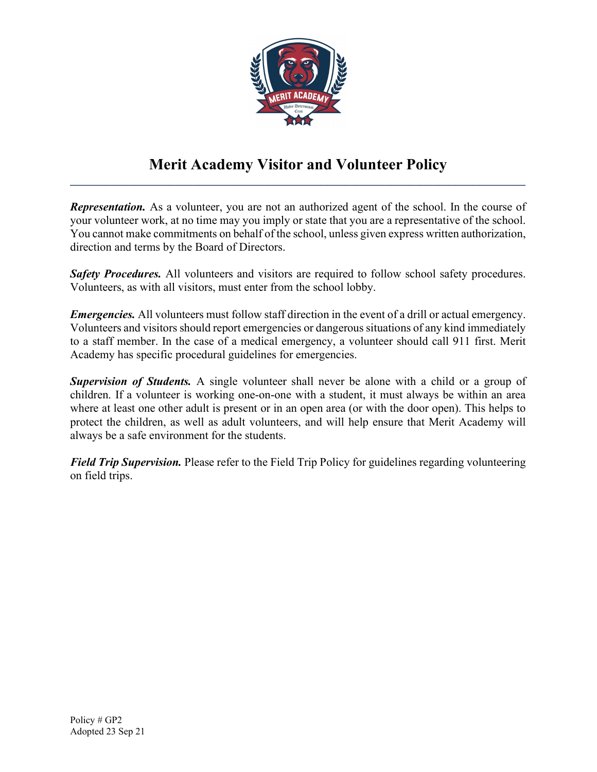# Merit Academy Visitor and Volunteer Policy

***Representation.*** As a volunteer, you are not an authorized agent of the school. In the course of your volunteer work, at no time may you imply or state that you are a representative of the school. You cannot make commitments on behalf of the school, unless given express written authorization, direction and terms by the Board of Directors.

***Safety Procedures.*** All volunteers and visitors are required to follow school safety procedures. Volunteers, as with all visitors, must enter from the school lobby.

***Emergencies.*** All volunteers must follow staff direction in the event of a drill or actual emergency. Volunteers and visitors should report emergencies or dangerous situations of any kind immediately to a staff member. In the case of a medical emergency, a volunteer should call 911 first. Merit Academy has specific procedural guidelines for emergencies.

***Supervision of Students.*** A single volunteer shall never be alone with a child or a group of children. If a volunteer is working one-on-one with a student, it must always be within an area where at least one other adult is present or in an open area (or with the door open). This helps to protect the children, as well as adult volunteers, and will help ensure that Merit Academy will always be a safe environment for the students.

***Field Trip Supervision.*** Please refer to the Field Trip Policy for guidelines regarding volunteering on field trips.

Policy # GP2
Adopted 23 Sep 21